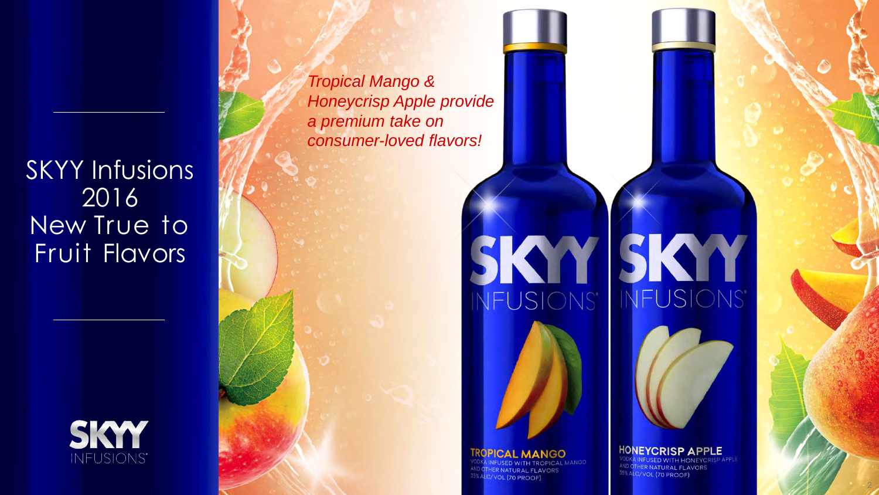# SKYY Infusions 2016 New True to Fruit Flavors

*Tropical Mango & Honeycrisp Apple provide a premium take on consumer-loved flavors!*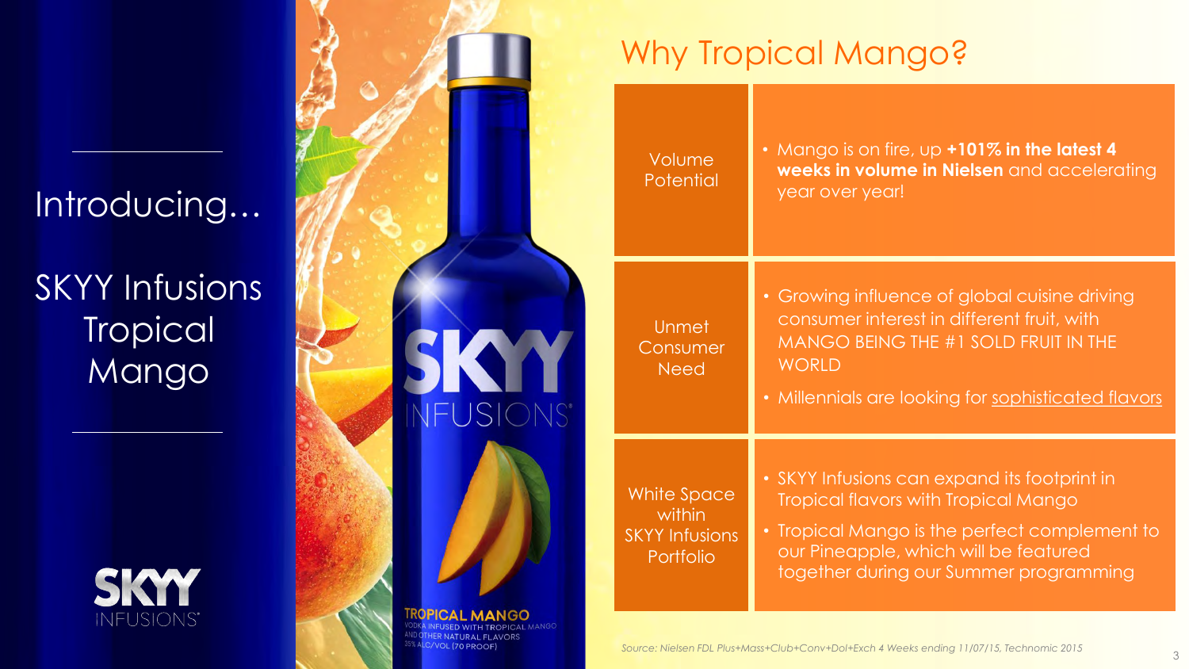Introducing…

# SKYY Infusions Tropical Mango

## Why Tropical Mango?

| | |
|---|---|
| Volume Potential | • Mango is on fire, up **+101% in the latest 4 weeks in volume in Nielsen** and accelerating year over year! |
| Unmet Consumer Need | • Growing influence of global cuisine driving consumer interest in different fruit, with MANGO BEING THE #1 SOLD FRUIT IN THE WORLD<br>• Millennials are looking for <u>sophisticated flavors</u> |
| White Space within SKYY Infusions Portfolio | • SKYY Infusions can expand its footprint in Tropical flavors with Tropical Mango<br>• Tropical Mango is the perfect complement to our Pineapple, which will be featured together during our Summer programming |

*Source: Nielsen FDL Plus+Mass+Club+Conv+Dol+Exch 4 Weeks ending 11/07/15, Technomic 2015*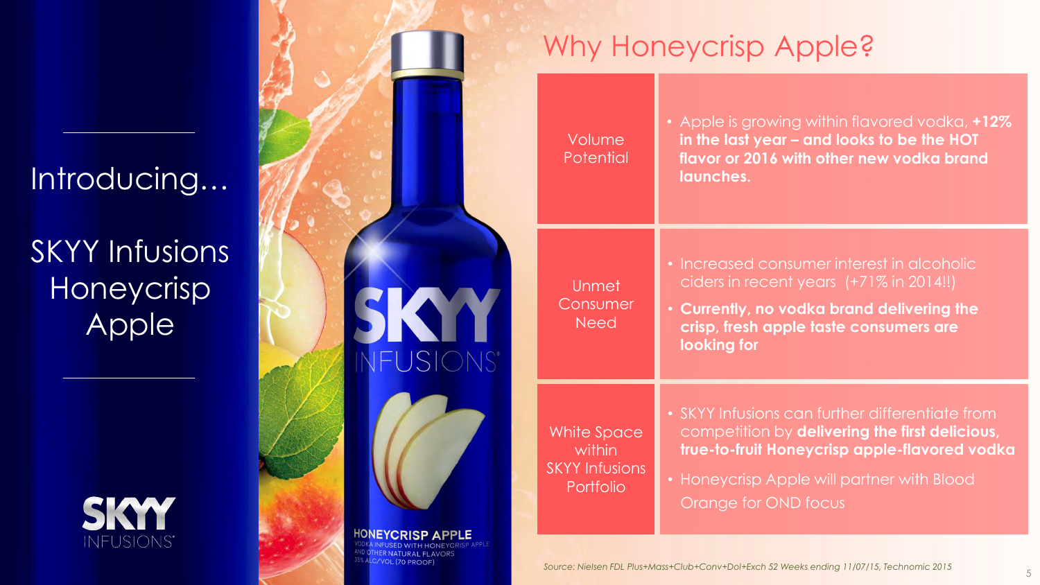Introducing…

SKYY Infusions Honeycrisp Apple

# Why Honeycrisp Apple?

| | |
|---|---|
| Volume Potential | • Apple is growing within flavored vodka, **+12% in the last year – and looks to be the HOT flavor or 2016 with other new vodka brand launches.** |
| Unmet Consumer Need | • Increased consumer interest in alcoholic ciders in recent years (+71% in 2014!!)<br>• **Currently, no vodka brand delivering the crisp, fresh apple taste consumers are looking for** |
| White Space within SKYY Infusions Portfolio | • SKYY Infusions can further differentiate from competition by **delivering the first delicious, true-to-fruit Honeycrisp apple-flavored vodka**<br>• Honeycrisp Apple will partner with Blood Orange for OND focus |

*Source: Nielsen FDL Plus+Mass+Club+Conv+Dol+Exch 52 Weeks ending 11/07/15, Technomic 2015*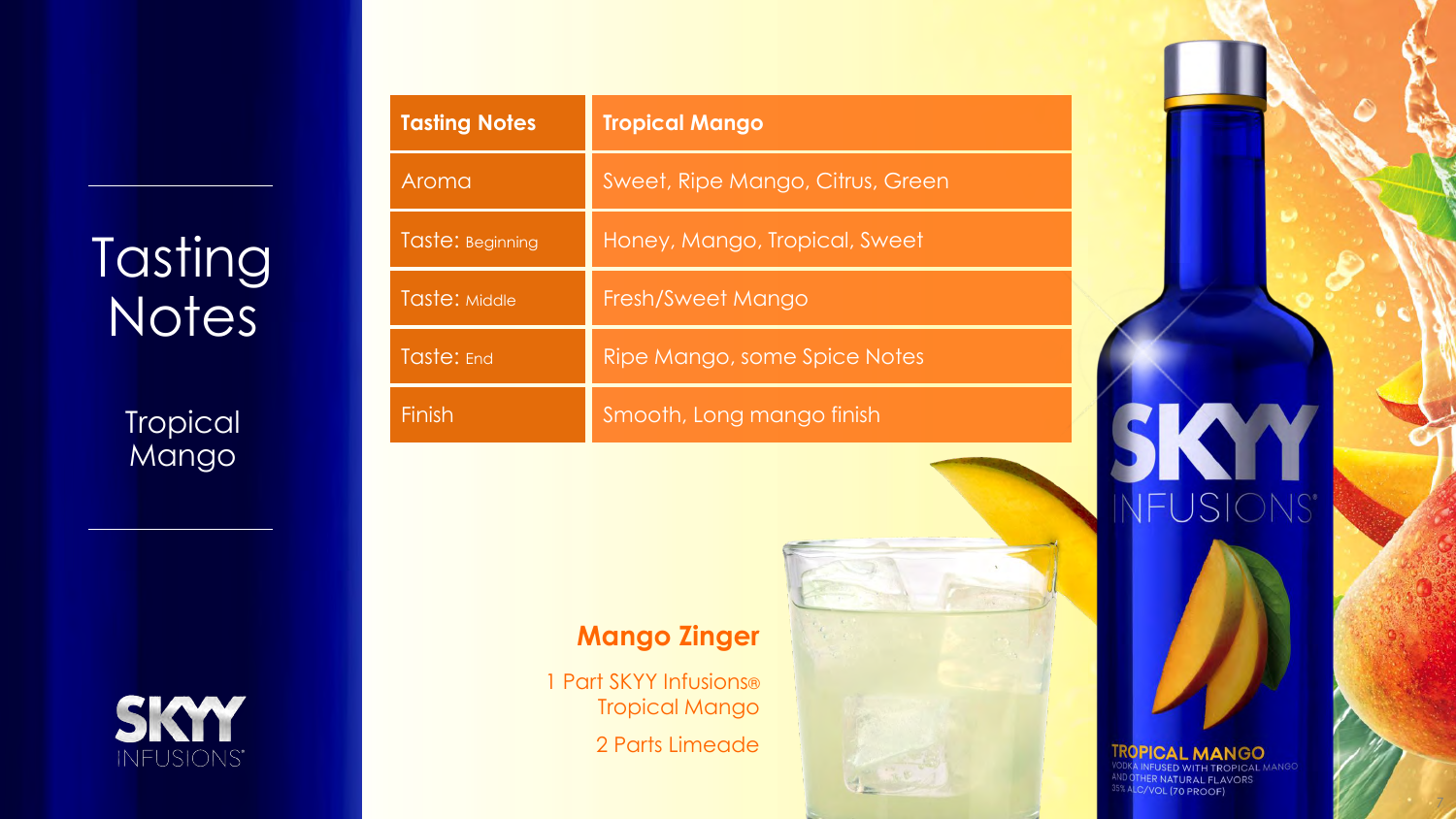# Tasting Notes

## Tropical Mango

| Tasting Notes | Tropical Mango |
|---|---|
| Aroma | Sweet, Ripe Mango, Citrus, Green |
| Taste: Beginning | Honey, Mango, Tropical, Sweet |
| Taste: Middle | Fresh/Sweet Mango |
| Taste: End | Ripe Mango, some Spice Notes |
| Finish | Smooth, Long mango finish |

**Mango Zinger**

1 Part SKYY Infusions® Tropical Mango

2 Parts Limeade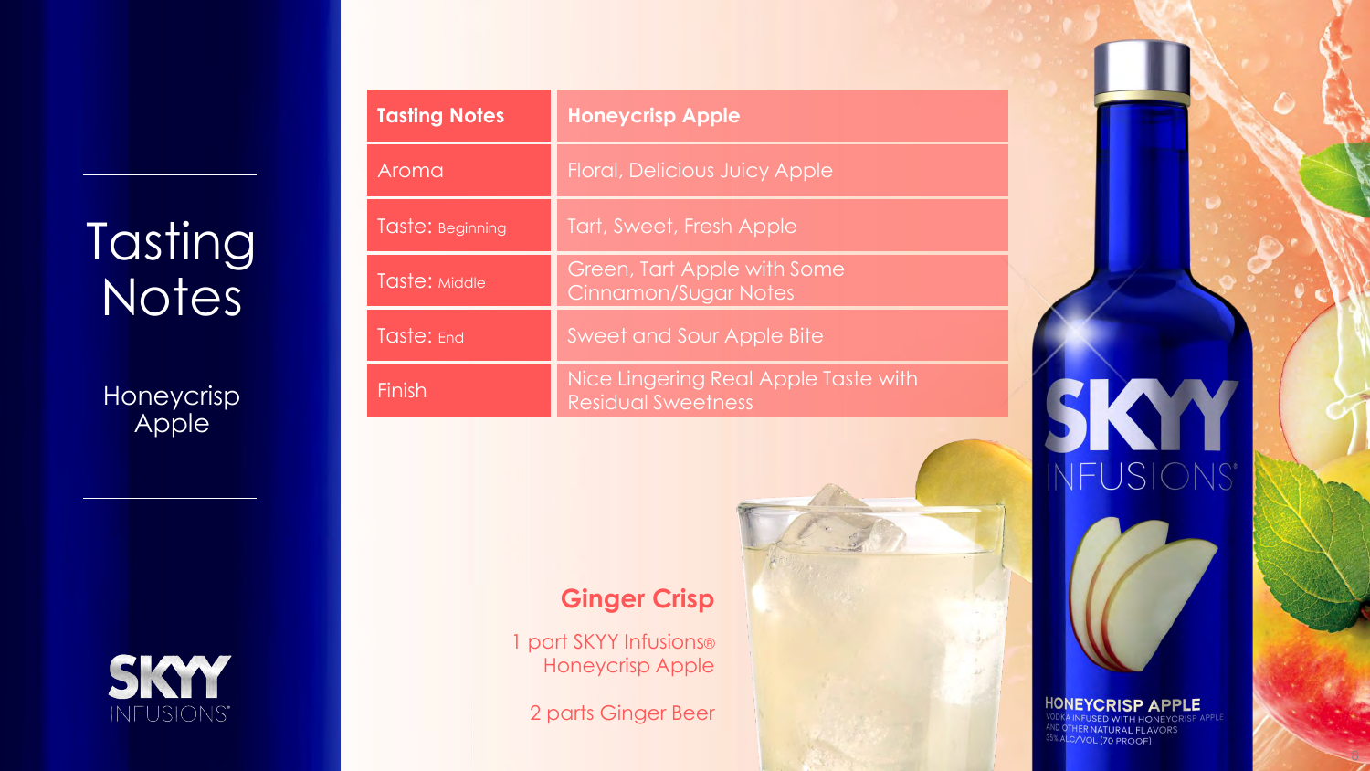# Tasting Notes

## Honeycrisp Apple

| Tasting Notes | Honeycrisp Apple |
|---|---|
| Aroma | Floral, Delicious Juicy Apple |
| Taste: Beginning | Tart, Sweet, Fresh Apple |
| Taste: Middle | Green, Tart Apple with Some Cinnamon/Sugar Notes |
| Taste: End | Sweet and Sour Apple Bite |
| Finish | Nice Lingering Real Apple Taste with Residual Sweetness |

### Ginger Crisp

1 part SKYY Infusions® Honeycrisp Apple

2 parts Ginger Beer

SKYY INFUSIONS®

HONEYCRISP APPLE
VODKA INFUSED WITH HONEYCRISP APPLE AND OTHER NATURAL FLAVORS
35% ALC/VOL (70 PROOF)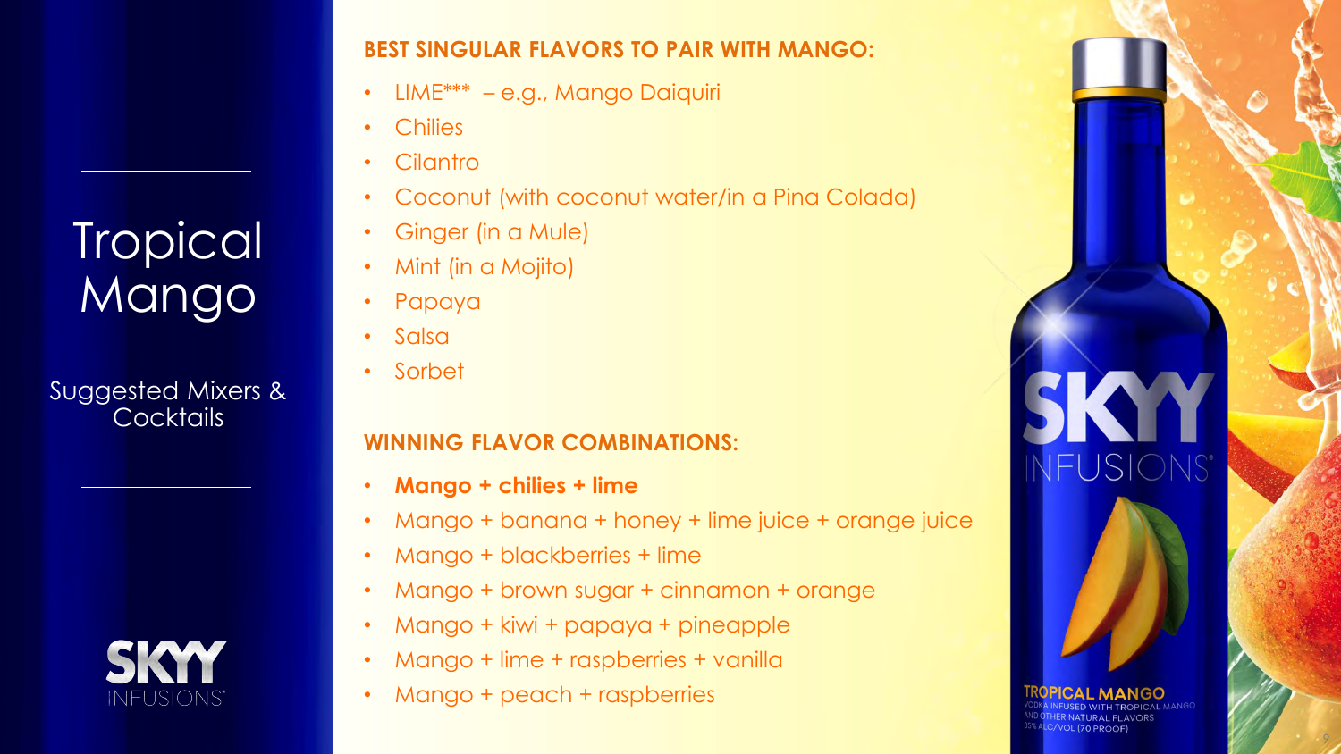# Tropical Mango

Suggested Mixers & Cocktails

### BEST SINGULAR FLAVORS TO PAIR WITH MANGO:

- LIME*** – e.g., Mango Daiquiri
- Chilies
- Cilantro
- Coconut (with coconut water/in a Pina Colada)
- Ginger (in a Mule)
- Mint (in a Mojito)
- Papaya
- Salsa
- Sorbet

### WINNING FLAVOR COMBINATIONS:

- **Mango + chilies + lime**
- Mango + banana + honey + lime juice + orange juice
- Mango + blackberries + lime
- Mango + brown sugar + cinnamon + orange
- Mango + kiwi + papaya + pineapple
- Mango + lime + raspberries + vanilla
- Mango + peach + raspberries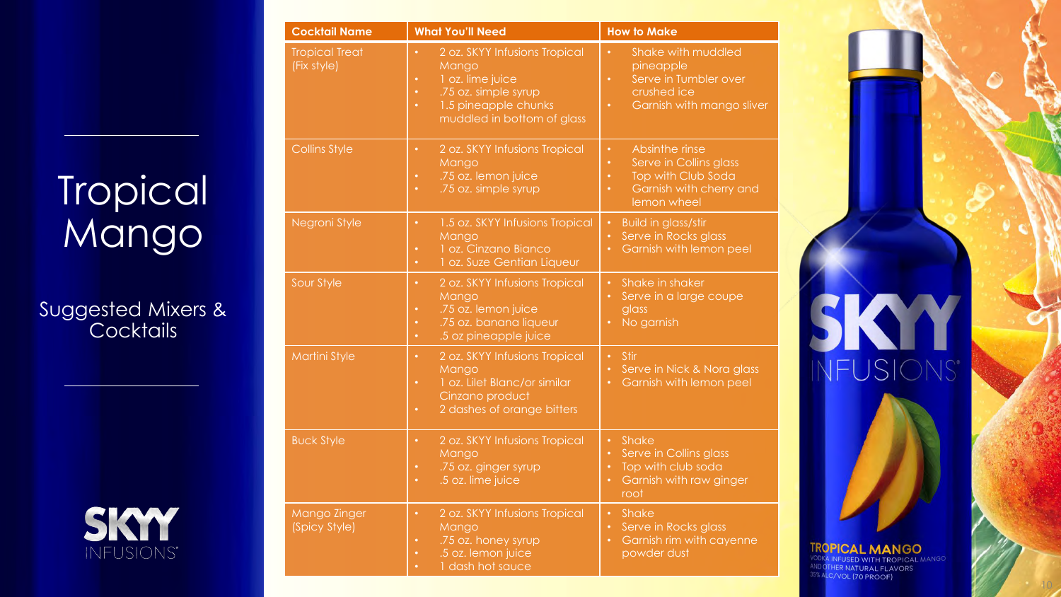# Tropical Mango

## Suggested Mixers & Cocktails

| Cocktail Name | What You'll Need | How to Make |
|---|---|---|
| Tropical Treat (Fix style) | • 2 oz. SKYY Infusions Tropical Mango<br>• 1 oz. lime juice<br>• .75 oz. simple syrup<br>• 1.5 pineapple chunks muddled in bottom of glass | • Shake with muddled pineapple<br>• Serve in Tumbler over crushed ice<br>• Garnish with mango sliver |
| Collins Style | • 2 oz. SKYY Infusions Tropical Mango<br>• .75 oz. lemon juice<br>• .75 oz. simple syrup | • Absinthe rinse<br>• Serve in Collins glass<br>• Top with Club Soda<br>• Garnish with cherry and lemon wheel |
| Negroni Style | • 1.5 oz. SKYY Infusions Tropical Mango<br>• 1 oz. Cinzano Bianco<br>• 1 oz. Suze Gentian Liqueur | • Build in glass/stir<br>• Serve in Rocks glass<br>• Garnish with lemon peel |
| Sour Style | • 2 oz. SKYY Infusions Tropical Mango<br>• .75 oz. lemon juice<br>• .75 oz. banana liqueur<br>• .5 oz pineapple juice | • Shake in shaker<br>• Serve in a large coupe glass<br>• No garnish |
| Martini Style | • 2 oz. SKYY Infusions Tropical Mango<br>• 1 oz. Lilet Blanc/or similar Cinzano product<br>• 2 dashes of orange bitters | • Stir<br>• Serve in Nick & Nora glass<br>• Garnish with lemon peel |
| Buck Style | • 2 oz. SKYY Infusions Tropical Mango<br>• .75 oz. ginger syrup<br>• .5 oz. lime juice | • Shake<br>• Serve in Collins glass<br>• Top with club soda<br>• Garnish with raw ginger root |
| Mango Zinger (Spicy Style) | • 2 oz. SKYY Infusions Tropical Mango<br>• .75 oz. honey syrup<br>• .5 oz. lemon juice<br>• 1 dash hot sauce | • Shake<br>• Serve in Rocks glass<br>• Garnish rim with cayenne powder dust |

SKYY INFUSIONS

TROPICAL MANGO
VODKA INFUSED WITH TROPICAL MANGO AND OTHER NATURAL FLAVORS
35% ALC/VOL (70 PROOF)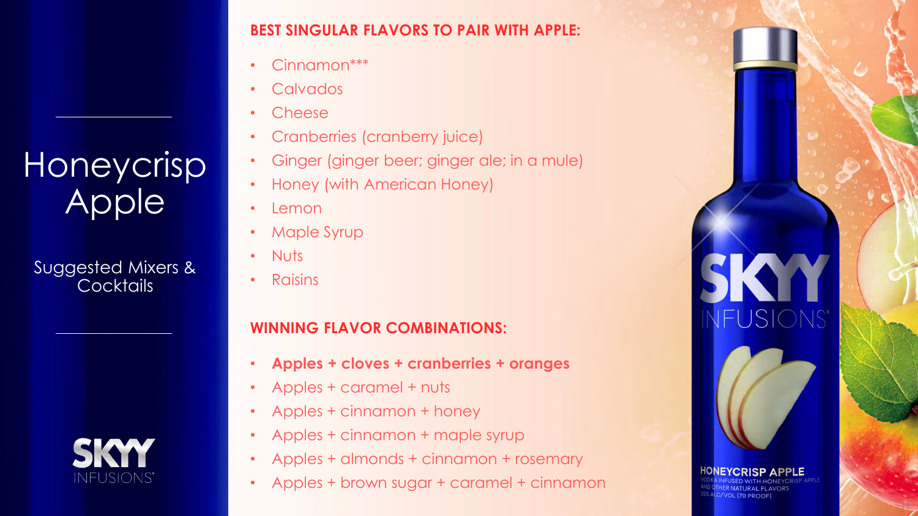# Honeycrisp Apple

Suggested Mixers & Cocktails

## BEST SINGULAR FLAVORS TO PAIR WITH APPLE:

- Cinnamon***
- Calvados
- Cheese
- Cranberries (cranberry juice)
- Ginger (ginger beer; ginger ale; in a mule)
- Honey (with American Honey)
- Lemon
- Maple Syrup
- Nuts
- Raisins

## WINNING FLAVOR COMBINATIONS:

- **Apples + cloves + cranberries + oranges**
- Apples + caramel + nuts
- Apples + cinnamon + honey
- Apples + cinnamon + maple syrup
- Apples + almonds + cinnamon + rosemary
- Apples + brown sugar + caramel + cinnamon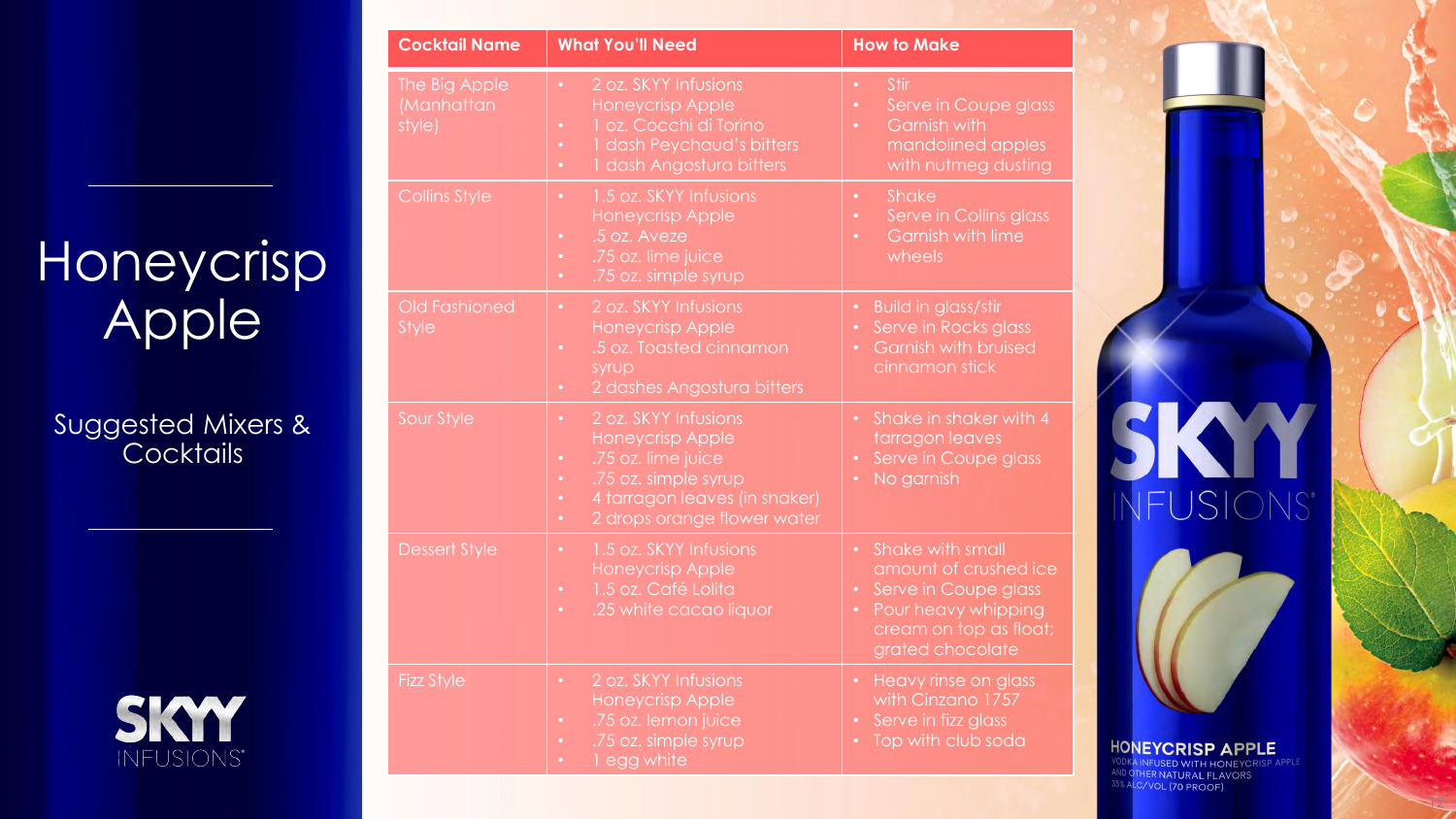# Honeycrisp Apple

## Suggested Mixers & Cocktails

| Cocktail Name | What You'll Need | How to Make |
|---|---|---|
| The Big Apple (Manhattan style) | • 2 oz. SKYY Infusions Honeycrisp Apple<br>• 1 oz. Cocchi di Torino<br>• 1 dash Peychaud's bitters<br>• 1 dash Angostura bitters | • Stir<br>• Serve in Coupe glass<br>• Garnish with mandolined apples with nutmeg dusting |
| Collins Style | • 1.5 oz. SKYY Infusions Honeycrisp Apple<br>• .5 oz. Aveze<br>• .75 oz. lime juice<br>• .75 oz. simple syrup | • Shake<br>• Serve in Collins glass<br>• Garnish with lime wheels |
| Old Fashioned Style | • 2 oz. SKYY Infusions Honeycrisp Apple<br>• .5 oz. Toasted cinnamon syrup<br>• 2 dashes Angostura bitters | • Build in glass/stir<br>• Serve in Rocks glass<br>• Garnish with bruised cinnamon stick |
| Sour Style | • 2 oz. SKYY Infusions Honeycrisp Apple<br>• .75 oz. lime juice<br>• .75 oz. simple syrup<br>• 4 tarragon leaves (in shaker)<br>• 2 drops orange flower water | • Shake in shaker with 4 tarragon leaves<br>• Serve in Coupe glass<br>• No garnish |
| Dessert Style | • 1.5 oz. SKYY Infusions Honeycrisp Apple<br>• 1.5 oz. Café Lolita<br>• .25 white cacao liquor | • Shake with small amount of crushed ice<br>• Serve in Coupe glass<br>• Pour heavy whipping cream on top as float; grated chocolate |
| Fizz Style | • 2 oz. SKYY Infusions Honeycrisp Apple<br>• .75 oz. lemon juice<br>• .75 oz. simple syrup<br>• 1 egg white | • Heavy rinse on glass with Cinzano 1757<br>• Serve in fizz glass<br>• Top with club soda |

SKYY INFUSIONS®

HONEYCRISP APPLE
VODKA INFUSED WITH HONEYCRISP APPLE AND OTHER NATURAL FLAVORS
35% ALC/VOL (70 PROOF)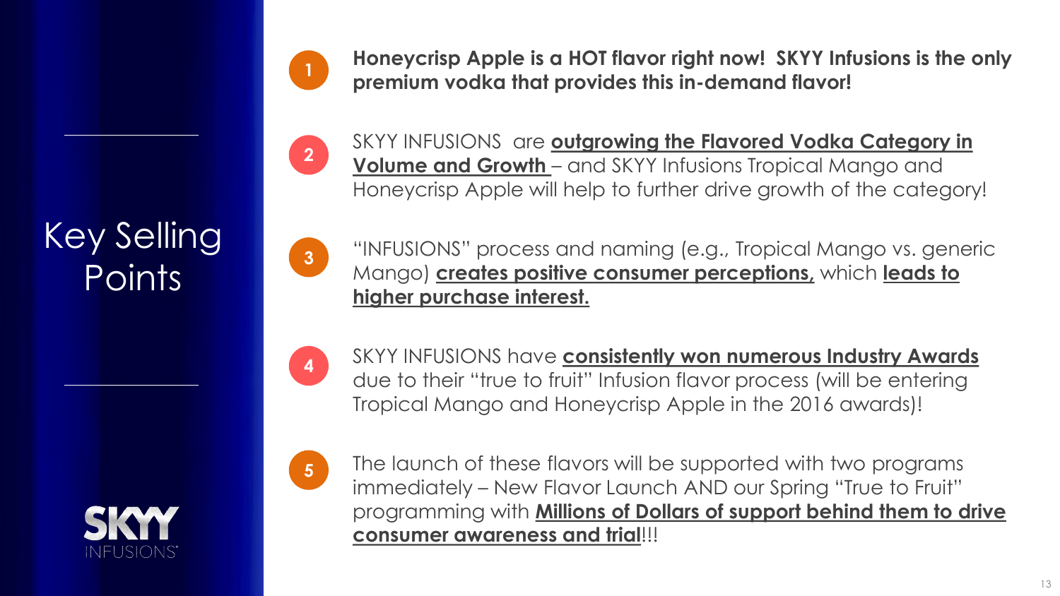# Key Selling Points

1. **Honeycrisp Apple is a HOT flavor right now! SKYY Infusions is the only premium vodka that provides this in-demand flavor!**

2. SKYY INFUSIONS are **outgrowing the Flavored Vodka Category in Volume and Growth** – and SKYY Infusions Tropical Mango and Honeycrisp Apple will help to further drive growth of the category!

3. "INFUSIONS" process and naming (e.g., Tropical Mango vs. generic Mango) **creates positive consumer perceptions,** which **leads to higher purchase interest.**

4. SKYY INFUSIONS have **consistently won numerous Industry Awards** due to their "true to fruit" Infusion flavor process (will be entering Tropical Mango and Honeycrisp Apple in the 2016 awards)!

5. The launch of these flavors will be supported with two programs immediately – New Flavor Launch AND our Spring "True to Fruit" programming with **Millions of Dollars of support behind them to drive consumer awareness and trial**!!!

SKYY INFUSIONS®